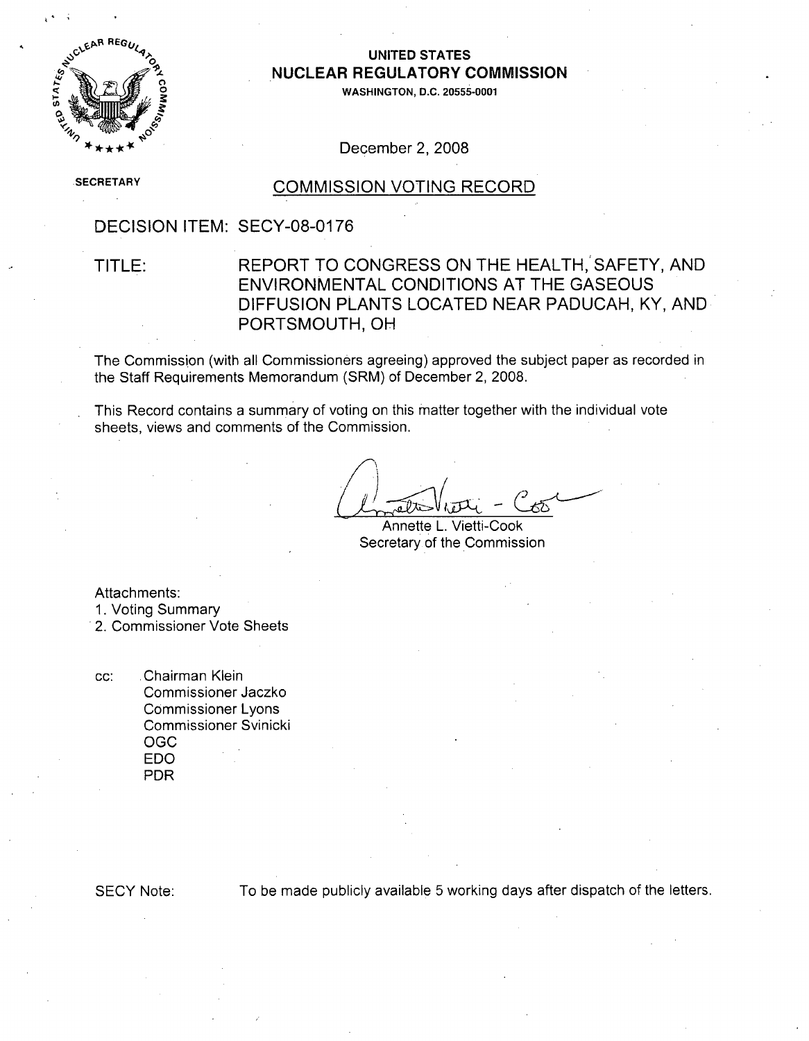**UNITED STATES**
**NUCLEAR REGULATORY COMMISSION**
**WASHINGTON, D.C. 20555-0001**

December 2, 2008

SECRETARY

## COMMISSION VOTING RECORD

DECISION ITEM: SECY-08-0176

TITLE: REPORT TO CONGRESS ON THE HEALTH, SAFETY, AND ENVIRONMENTAL CONDITIONS AT THE GASEOUS DIFFUSION PLANTS LOCATED NEAR PADUCAH, KY, AND PORTSMOUTH, OH

The Commission (with all Commissioners agreeing) approved the subject paper as recorded in the Staff Requirements Memorandum (SRM) of December 2, 2008.

This Record contains a summary of voting on this matter together with the individual vote sheets, views and comments of the Commission.

Annette L. Vietti-Cook
Secretary of the Commission

Attachments:
1. Voting Summary
2. Commissioner Vote Sheets

cc:
Chairman Klein
Commissioner Jaczko
Commissioner Lyons
Commissioner Svinicki
OGC
EDO
PDR

SECY Note: To be made publicly available 5 working days after dispatch of the letters.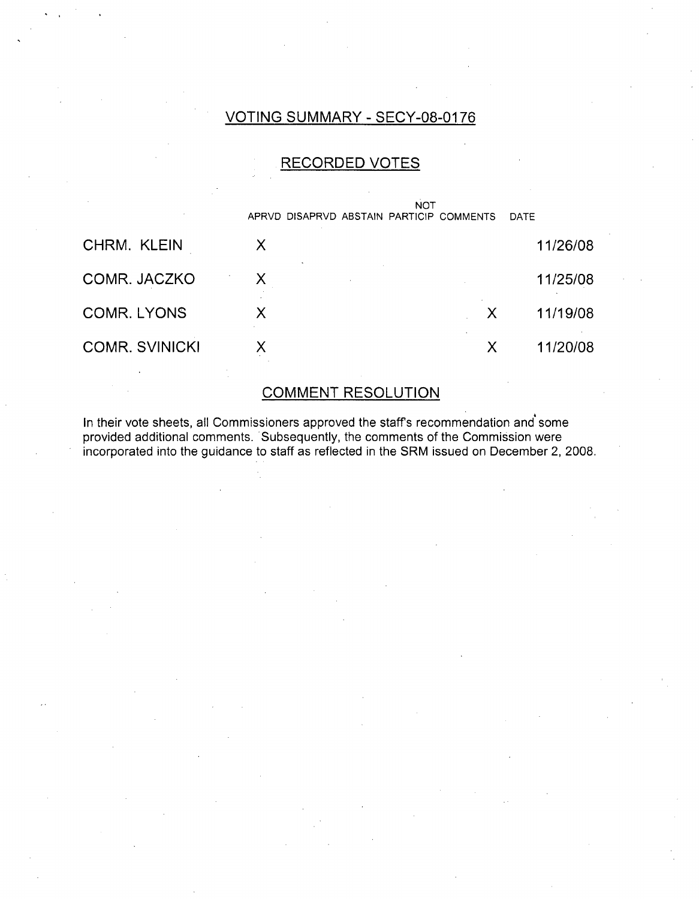## VOTING SUMMARY - SECY-08-0176

### RECORDED VOTES

| | APRVD | DISAPRVD | ABSTAIN | NOT PARTICIP | COMMENTS | DATE |
|---|---|---|---|---|---|---|
| CHRM. KLEIN | X | | | | | 11/26/08 |
| COMR. JACZKO | X | | | | | 11/25/08 |
| COMR. LYONS | X | | | | X | 11/19/08 |
| COMR. SVINICKI | X | | | | X | 11/20/08 |

### COMMENT RESOLUTION

In their vote sheets, all Commissioners approved the staff's recommendation and some provided additional comments. Subsequently, the comments of the Commission were incorporated into the guidance to staff as reflected in the SRM issued on December 2, 2008.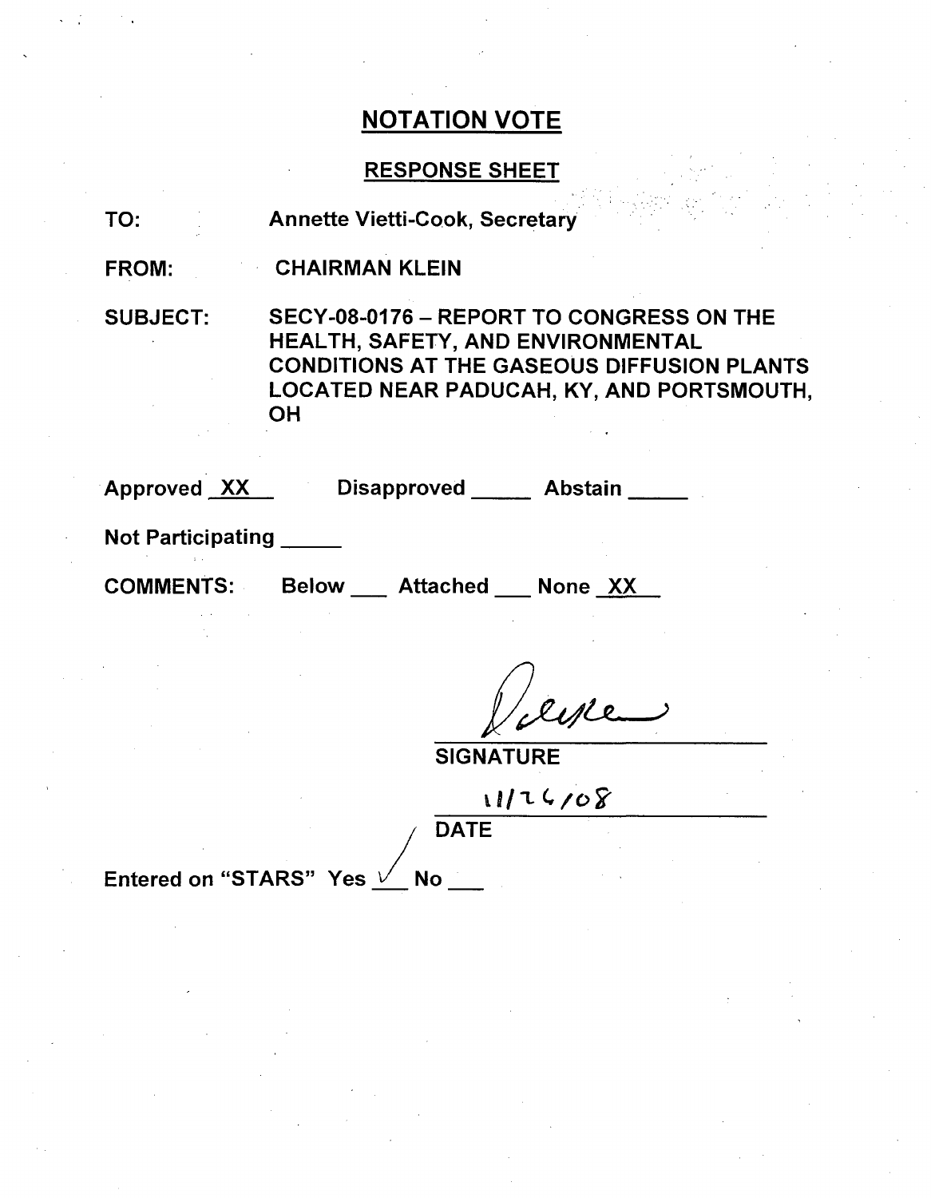# NOTATION VOTE

## RESPONSE SHEET

TO: Annette Vietti-Cook, Secretary

FROM: CHAIRMAN KLEIN

SUBJECT: SECY-08-0176 – REPORT TO CONGRESS ON THE HEALTH, SAFETY, AND ENVIRONMENTAL CONDITIONS AT THE GASEOUS DIFFUSION PLANTS LOCATED NEAR PADUCAH, KY, AND PORTSMOUTH, OH

Approved XX  Disapproved \_\_\_\_\_ Abstain \_\_\_\_\_

Not Participating \_\_\_\_\_

COMMENTS: Below \_\_\_ Attached \_\_\_ None XX

SIGNATURE

11/26/08

DATE

Entered on "STARS" Yes ✓ No \_\_\_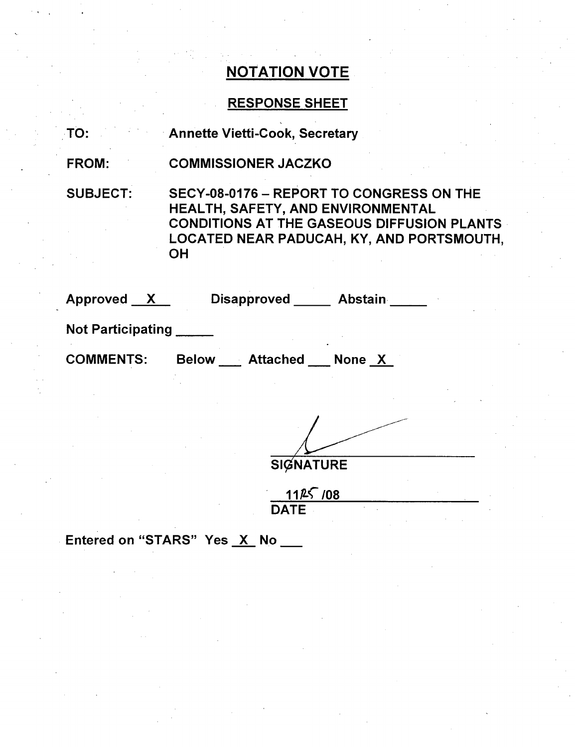# NOTATION VOTE

## RESPONSE SHEET

TO: Annette Vietti-Cook, Secretary

FROM: COMMISSIONER JACZKO

SUBJECT: SECY-08-0176 – REPORT TO CONGRESS ON THE HEALTH, SAFETY, AND ENVIRONMENTAL CONDITIONS AT THE GASEOUS DIFFUSION PLANTS LOCATED NEAR PADUCAH, KY, AND PORTSMOUTH, OH

Approved __X__ Disapproved _____ Abstain _____

Not Participating _____

COMMENTS: Below ___ Attached ___ None _X_

SIGNATURE

11/25/08

DATE

Entered on "STARS" Yes _X_ No ___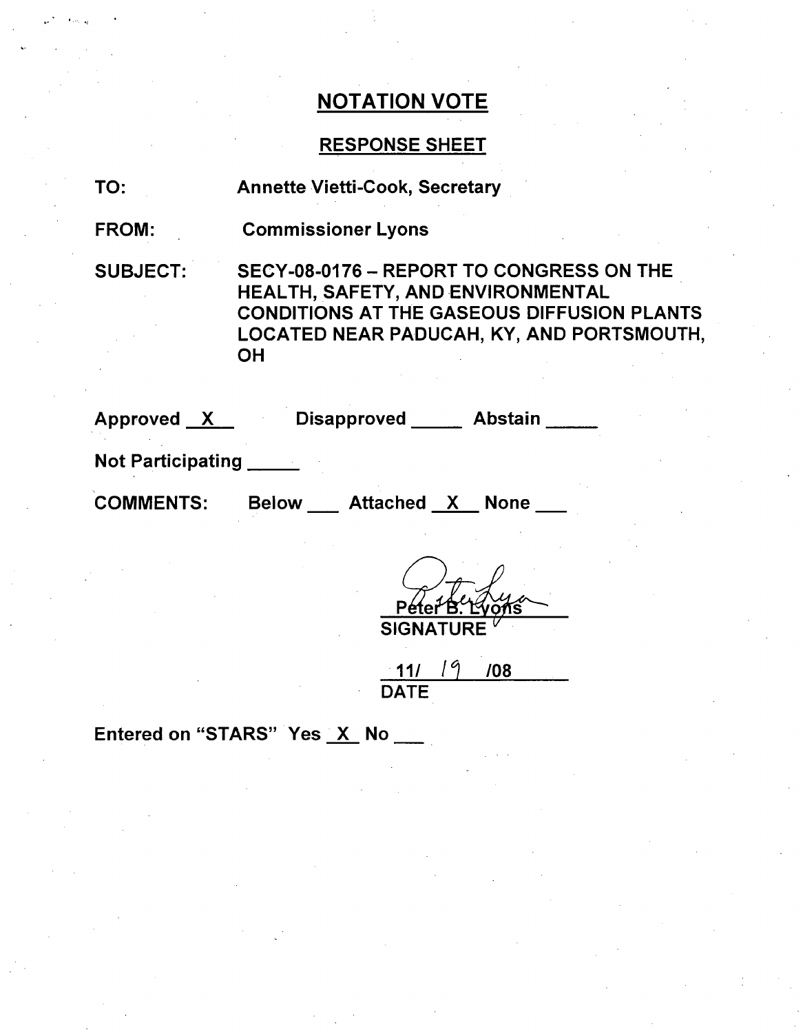# NOTATION VOTE

## RESPONSE SHEET

**TO:** Annette Vietti-Cook, Secretary

**FROM:** Commissioner Lyons

**SUBJECT:** SECY-08-0176 – REPORT TO CONGRESS ON THE HEALTH, SAFETY, AND ENVIRONMENTAL CONDITIONS AT THE GASEOUS DIFFUSION PLANTS LOCATED NEAR PADUCAH, KY, AND PORTSMOUTH, OH

**Approved** X **Disapproved** ___ **Abstain** ___

**Not Participating** ___

**COMMENTS:** Below ___ Attached X None ___

Peter B. Lyons
SIGNATURE

11/ 19 /08
DATE

**Entered on "STARS"** Yes X No ___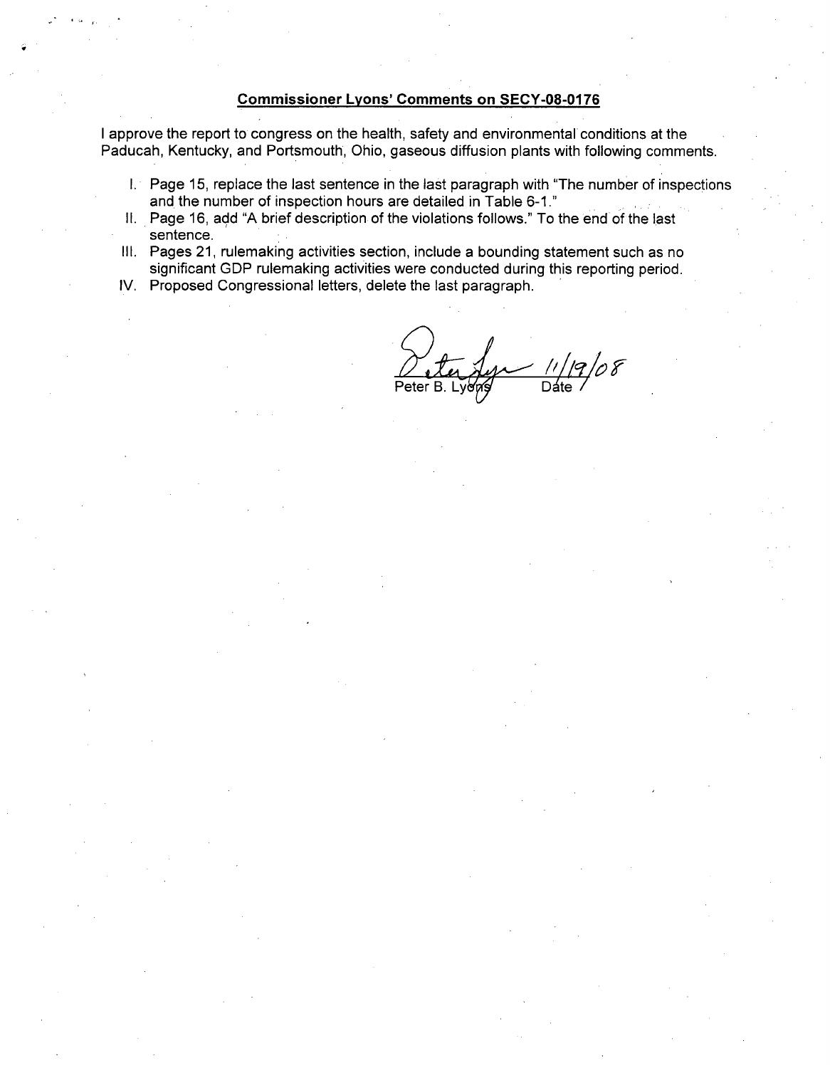**Commissioner Lyons' Comments on SECY-08-0176**

I approve the report to congress on the health, safety and environmental conditions at the Paducah, Kentucky, and Portsmouth, Ohio, gaseous diffusion plants with following comments.

I. Page 15, replace the last sentence in the last paragraph with "The number of inspections and the number of inspection hours are detailed in Table 6-1."

II. Page 16, add "A brief description of the violations follows." To the end of the last sentence.

III. Pages 21, rulemaking activities section, include a bounding statement such as no significant GDP rulemaking activities were conducted during this reporting period.

IV. Proposed Congressional letters, delete the last paragraph.

Peter B. Lyons 11/19/08
Date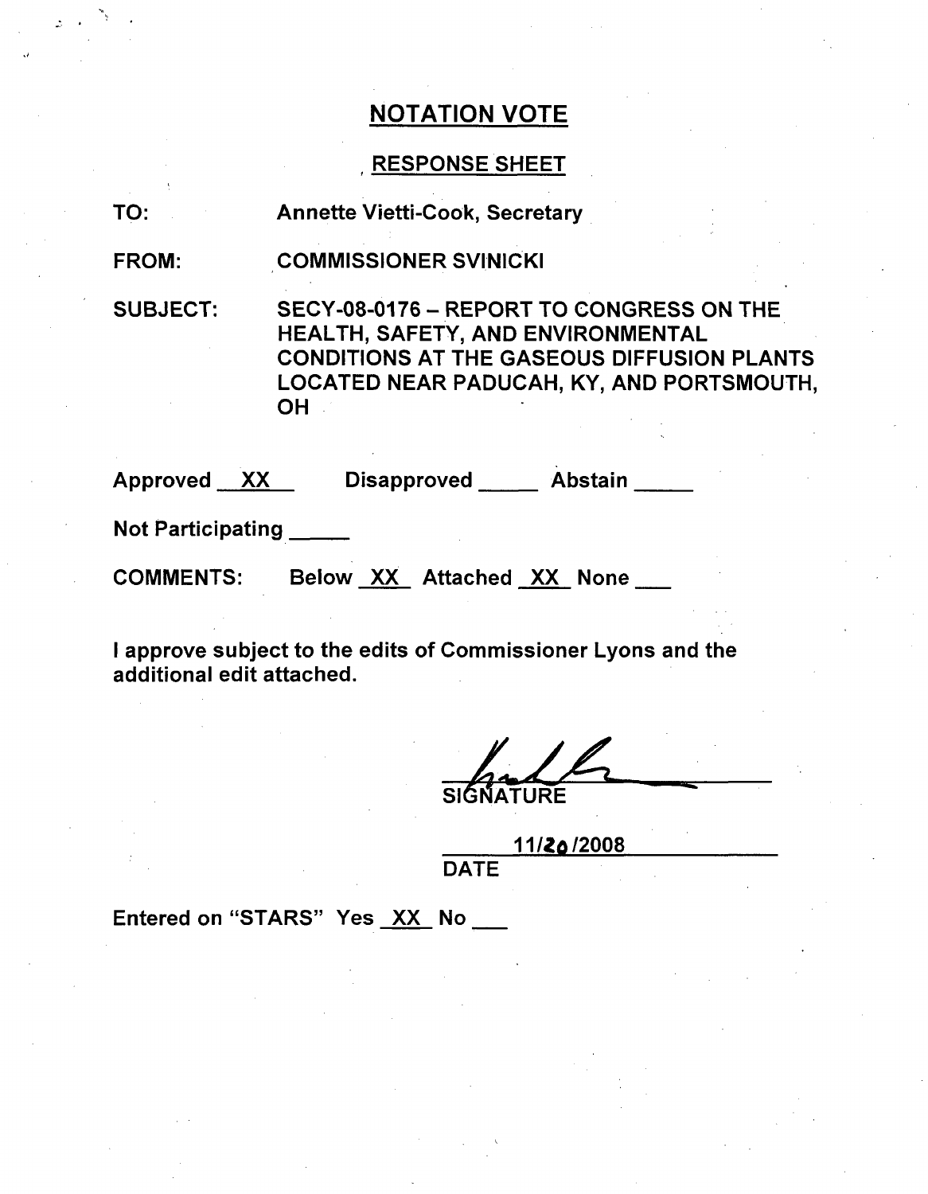# NOTATION VOTE

## RESPONSE SHEET

TO: Annette Vietti-Cook, Secretary

FROM: COMMISSIONER SVINICKI

SUBJECT: SECY-08-0176 – REPORT TO CONGRESS ON THE HEALTH, SAFETY, AND ENVIRONMENTAL CONDITIONS AT THE GASEOUS DIFFUSION PLANTS LOCATED NEAR PADUCAH, KY, AND PORTSMOUTH, OH

Approved XX Disapproved \_\_\_\_\_ Abstain \_\_\_\_\_

Not Participating \_\_\_\_\_

COMMENTS: Below XX Attached XX None \_\_\_

I approve subject to the edits of Commissioner Lyons and the additional edit attached.

SIGNATURE

11/20/2008

DATE

Entered on "STARS" Yes XX No \_\_\_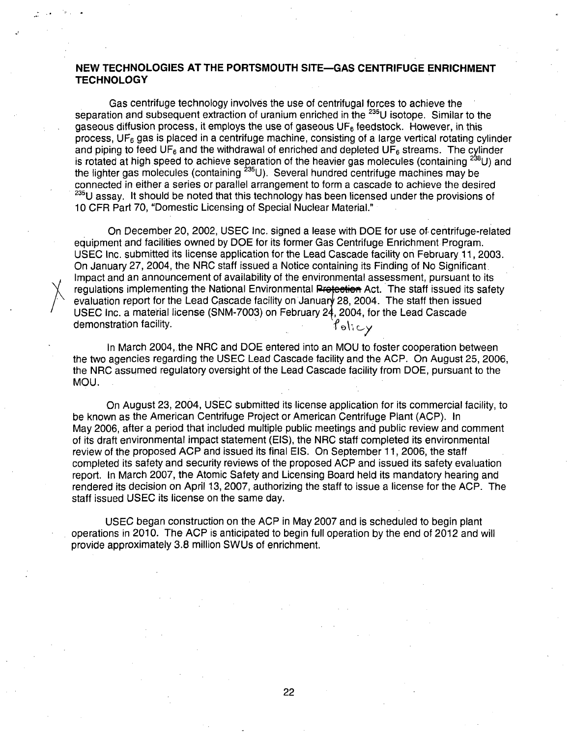## NEW TECHNOLOGIES AT THE PORTSMOUTH SITE—GAS CENTRIFUGE ENRICHMENT TECHNOLOGY

Gas centrifuge technology involves the use of centrifugal forces to achieve the separation and subsequent extraction of uranium enriched in the $^{235}U$ isotope. Similar to the gaseous diffusion process, it employs the use of gaseous $UF_6$ feedstock. However, in this process, $UF_6$ gas is placed in a centrifuge machine, consisting of a large vertical rotating cylinder and piping to feed $UF_6$ and the withdrawal of enriched and depleted $UF_6$ streams. The cylinder is rotated at high speed to achieve separation of the heavier gas molecules (containing $^{238}U$) and the lighter gas molecules (containing $^{235}U$). Several hundred centrifuge machines may be connected in either a series or parallel arrangement to form a cascade to achieve the desired $^{235}U$ assay. It should be noted that this technology has been licensed under the provisions of 10 CFR Part 70, "Domestic Licensing of Special Nuclear Material."

On December 20, 2002, USEC Inc. signed a lease with DOE for use of centrifuge-related equipment and facilities owned by DOE for its former Gas Centrifuge Enrichment Program. USEC Inc. submitted its license application for the Lead Cascade facility on February 11, 2003. On January 27, 2004, the NRC staff issued a Notice containing its Finding of No Significant Impact and an announcement of availability of the environmental assessment, pursuant to its regulations implementing the National Environmental ~~Protection~~ Policy Act. The staff issued its safety evaluation report for the Lead Cascade facility on January 28, 2004. The staff then issued USEC Inc. a material license (SNM-7003) on February 24, 2004, for the Lead Cascade demonstration facility.

In March 2004, the NRC and DOE entered into an MOU to foster cooperation between the two agencies regarding the USEC Lead Cascade facility and the ACP. On August 25, 2006, the NRC assumed regulatory oversight of the Lead Cascade facility from DOE, pursuant to the MOU.

On August 23, 2004, USEC submitted its license application for its commercial facility, to be known as the American Centrifuge Project or American Centrifuge Plant (ACP). In May 2006, after a period that included multiple public meetings and public review and comment of its draft environmental impact statement (EIS), the NRC staff completed its environmental review of the proposed ACP and issued its final EIS. On September 11, 2006, the staff completed its safety and security reviews of the proposed ACP and issued its safety evaluation report. In March 2007, the Atomic Safety and Licensing Board held its mandatory hearing and rendered its decision on April 13, 2007, authorizing the staff to issue a license for the ACP. The staff issued USEC its license on the same day.

USEC began construction on the ACP in May 2007 and is scheduled to begin plant operations in 2010. The ACP is anticipated to begin full operation by the end of 2012 and will provide approximately 3.8 million SWUs of enrichment.